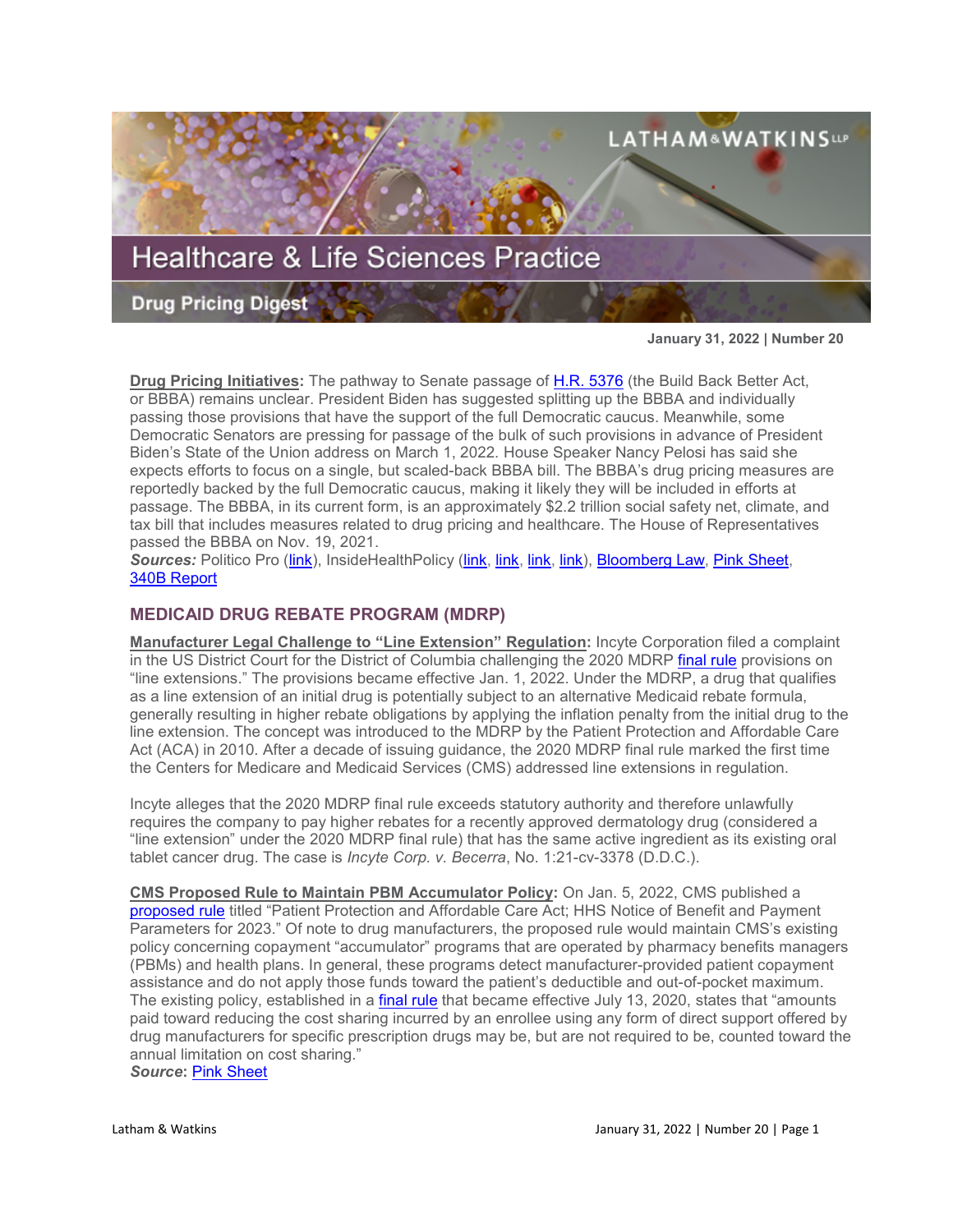# Healthcare & Life Sciences Practice

## Drug Pricing Digest

**January 31, 2022 | Number 20**

**Drug Pricing Initiatives:** The pathway to Senate passage of H.R. 5376 (the Build Back Better Act, or BBBA) remains unclear. President Biden has suggested splitting up the BBBA and individually passing those provisions that have the support of the full Democratic caucus. Meanwhile, some Democratic Senators are pressing for passage of the bulk of such provisions in advance of President Biden's State of the Union address on March 1, 2022. House Speaker Nancy Pelosi has said she expects efforts to focus on a single, but scaled-back BBBA bill. The BBBA's drug pricing measures are reportedly backed by the full Democratic caucus, making it likely they will be included in efforts at passage. The BBBA, in its current form, is an approximately $2.2 trillion social safety net, climate, and tax bill that includes measures related to drug pricing and healthcare. The House of Representatives passed the BBBA on Nov. 19, 2021.
***Sources:*** Politico Pro (link), InsideHealthPolicy (link, link, link, link), Bloomberg Law, Pink Sheet, 340B Report

## MEDICAID DRUG REBATE PROGRAM (MDRP)

**Manufacturer Legal Challenge to "Line Extension" Regulation:** Incyte Corporation filed a complaint in the US District Court for the District of Columbia challenging the 2020 MDRP final rule provisions on "line extensions." The provisions became effective Jan. 1, 2022. Under the MDRP, a drug that qualifies as a line extension of an initial drug is potentially subject to an alternative Medicaid rebate formula, generally resulting in higher rebate obligations by applying the inflation penalty from the initial drug to the line extension. The concept was introduced to the MDRP by the Patient Protection and Affordable Care Act (ACA) in 2010. After a decade of issuing guidance, the 2020 MDRP final rule marked the first time the Centers for Medicare and Medicaid Services (CMS) addressed line extensions in regulation.

Incyte alleges that the 2020 MDRP final rule exceeds statutory authority and therefore unlawfully requires the company to pay higher rebates for a recently approved dermatology drug (considered a "line extension" under the 2020 MDRP final rule) that has the same active ingredient as its existing oral tablet cancer drug. The case is *Incyte Corp. v. Becerra*, No. 1:21-cv-3378 (D.D.C.).

**CMS Proposed Rule to Maintain PBM Accumulator Policy:** On Jan. 5, 2022, CMS published a proposed rule titled "Patient Protection and Affordable Care Act; HHS Notice of Benefit and Payment Parameters for 2023." Of note to drug manufacturers, the proposed rule would maintain CMS's existing policy concerning copayment "accumulator" programs that are operated by pharmacy benefits managers (PBMs) and health plans. In general, these programs detect manufacturer-provided patient copayment assistance and do not apply those funds toward the patient's deductible and out-of-pocket maximum. The existing policy, established in a final rule that became effective July 13, 2020, states that "amounts paid toward reducing the cost sharing incurred by an enrollee using any form of direct support offered by drug manufacturers for specific prescription drugs may be, but are not required to be, counted toward the annual limitation on cost sharing."
***Source*:** Pink Sheet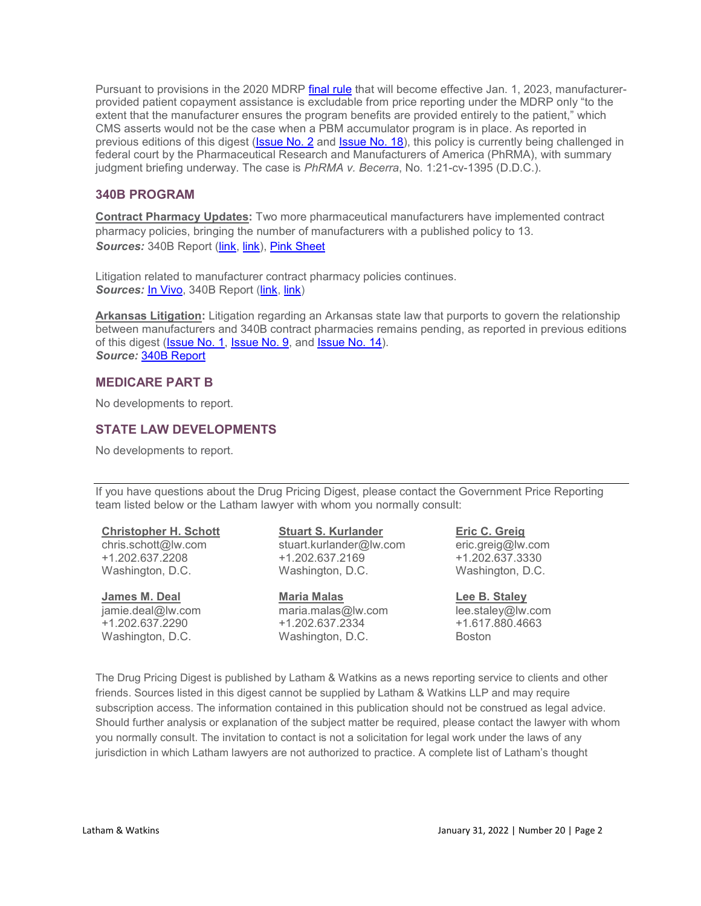Pursuant to provisions in the 2020 MDRP final rule that will become effective Jan. 1, 2023, manufacturer-provided patient copayment assistance is excludable from price reporting under the MDRP only "to the extent that the manufacturer ensures the program benefits are provided entirely to the patient," which CMS asserts would not be the case when a PBM accumulator program is in place. As reported in previous editions of this digest (Issue No. 2 and Issue No. 18), this policy is currently being challenged in federal court by the Pharmaceutical Research and Manufacturers of America (PhRMA), with summary judgment briefing underway. The case is *PhRMA v. Becerra*, No. 1:21-cv-1395 (D.D.C.).

## 340B PROGRAM

**Contract Pharmacy Updates:** Two more pharmaceutical manufacturers have implemented contract pharmacy policies, bringing the number of manufacturers with a published policy to 13.
***Sources:*** 340B Report (link, link), Pink Sheet

Litigation related to manufacturer contract pharmacy policies continues.
***Sources:*** In Vivo, 340B Report (link, link)

**Arkansas Litigation:** Litigation regarding an Arkansas state law that purports to govern the relationship between manufacturers and 340B contract pharmacies remains pending, as reported in previous editions of this digest (Issue No. 1, Issue No. 9, and Issue No. 14).
***Source:*** 340B Report

## MEDICARE PART B

No developments to report.

## STATE LAW DEVELOPMENTS

No developments to report.

---

If you have questions about the Drug Pricing Digest, please contact the Government Price Reporting team listed below or the Latham lawyer with whom you normally consult:

**Christopher H. Schott**
chris.schott@lw.com
+1.202.637.2208
Washington, D.C.

**Stuart S. Kurlander**
stuart.kurlander@lw.com
+1.202.637.2169
Washington, D.C.

**Eric C. Greig**
eric.greig@lw.com
+1.202.637.3330
Washington, D.C.

**James M. Deal**
jamie.deal@lw.com
+1.202.637.2290
Washington, D.C.

**Maria Malas**
maria.malas@lw.com
+1.202.637.2334
Washington, D.C.

**Lee B. Staley**
lee.staley@lw.com
+1.617.880.4663
Boston

The Drug Pricing Digest is published by Latham & Watkins as a news reporting service to clients and other friends. Sources listed in this digest cannot be supplied by Latham & Watkins LLP and may require subscription access. The information contained in this publication should not be construed as legal advice. Should further analysis or explanation of the subject matter be required, please contact the lawyer with whom you normally consult. The invitation to contact is not a solicitation for legal work under the laws of any jurisdiction in which Latham lawyers are not authorized to practice. A complete list of Latham's thought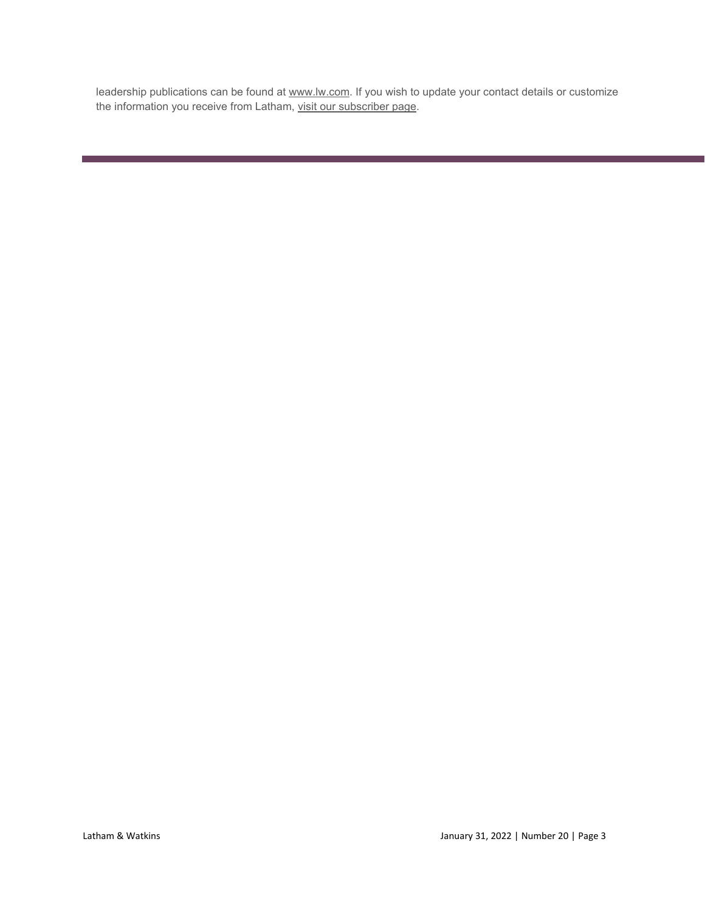leadership publications can be found at www.lw.com. If you wish to update your contact details or customize the information you receive from Latham, visit our subscriber page.